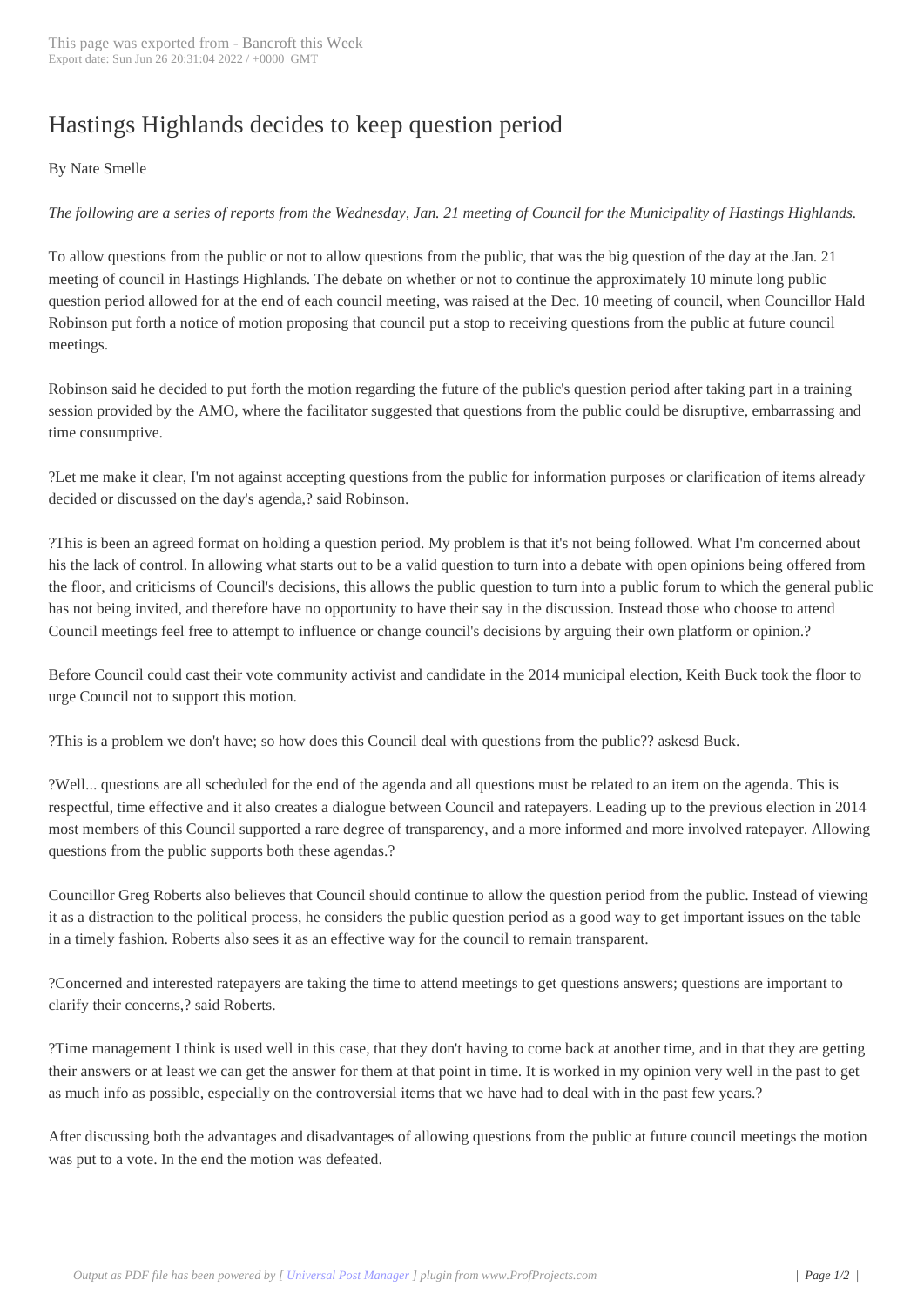# Hastings Highlands decides to keep question period

By Nate Smelle

*The following are a series of reports from the Wednesday, Jan. 21 meeting of Council for the Municipality of Hastings Highlands.*

To allow questions from the public or not to allow questions from the public, that was the big question of the day at the Jan. 21 meeting of council in Hastings Highlands. The debate on whether or not to continue the approximately 10 minute long public question period allowed for at the end of each council meeting, was raised at the Dec. 10 meeting of council, when Councillor Hald Robinson put forth a notice of motion proposing that council put a stop to receiving questions from the public at future council meetings.

Robinson said he decided to put forth the motion regarding the future of the public's question period after taking part in a training session provided by the AMO, where the facilitator suggested that questions from the public could be disruptive, embarrassing and time consumptive.

?Let me make it clear, I'm not against accepting questions from the public for information purposes or clarification of items already decided or discussed on the day's agenda,? said Robinson.

?This is been an agreed format on holding a question period. My problem is that it's not being followed. What I'm concerned about his the lack of control. In allowing what starts out to be a valid question to turn into a debate with open opinions being offered from the floor, and criticisms of Council's decisions, this allows the public question to turn into a public forum to which the general public has not being invited, and therefore have no opportunity to have their say in the discussion. Instead those who choose to attend Council meetings feel free to attempt to influence or change council's decisions by arguing their own platform or opinion.?

Before Council could cast their vote community activist and candidate in the 2014 municipal election, Keith Buck took the floor to urge Council not to support this motion.

?This is a problem we don't have; so how does this Council deal with questions from the public?? askesd Buck.

?Well... questions are all scheduled for the end of the agenda and all questions must be related to an item on the agenda. This is respectful, time effective and it also creates a dialogue between Council and ratepayers. Leading up to the previous election in 2014 most members of this Council supported a rare degree of transparency, and a more informed and more involved ratepayer. Allowing questions from the public supports both these agendas.?

Councillor Greg Roberts also believes that Council should continue to allow the question period from the public. Instead of viewing it as a distraction to the political process, he considers the public question period as a good way to get important issues on the table in a timely fashion. Roberts also sees it as an effective way for the council to remain transparent.

?Concerned and interested ratepayers are taking the time to attend meetings to get questions answers; questions are important to clarify their concerns,? said Roberts.

?Time management I think is used well in this case, that they don't having to come back at another time, and in that they are getting their answers or at least we can get the answer for them at that point in time. It is worked in my opinion very well in the past to get as much info as possible, especially on the controversial items that we have had to deal with in the past few years.?

After discussing both the advantages and disadvantages of allowing questions from the public at future council meetings the motion was put to a vote. In the end the motion was defeated.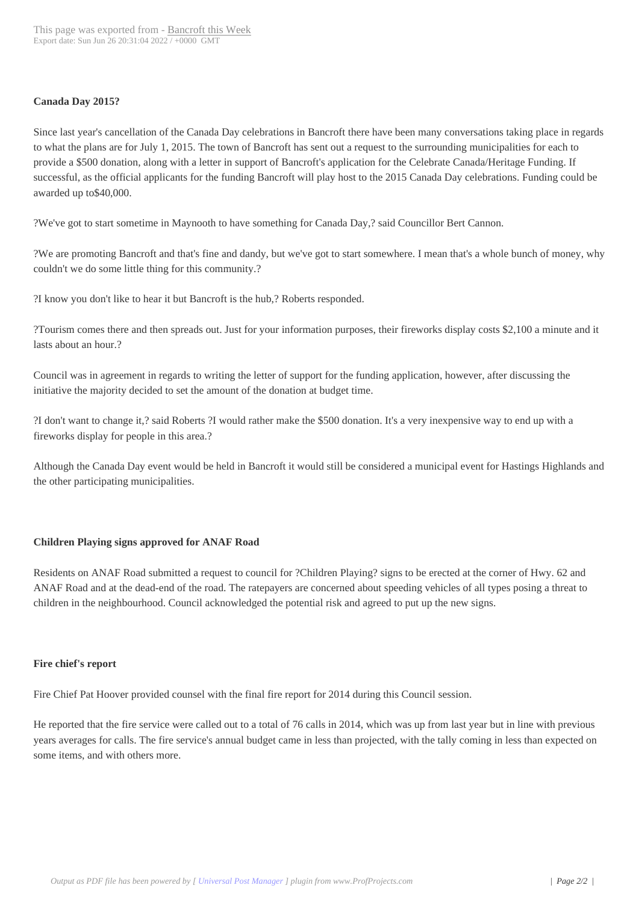**Canada Day 2015?**

Since last year's cancellation of the Canada Day celebrations in Bancroft there have been many conversations taking place in regards to what the plans are for July 1, 2015. The town of Bancroft has sent out a request to the surrounding municipalities for each to provide a $500 donation, along with a letter in support of Bancroft's application for the Celebrate Canada/Heritage Funding. If successful, as the official applicants for the funding Bancroft will play host to the 2015 Canada Day celebrations. Funding could be awarded up to$40,000.

?We've got to start sometime in Maynooth to have something for Canada Day,? said Councillor Bert Cannon.

?We are promoting Bancroft and that's fine and dandy, but we've got to start somewhere. I mean that's a whole bunch of money, why couldn't we do some little thing for this community.?

?I know you don't like to hear it but Bancroft is the hub,? Roberts responded.

?Tourism comes there and then spreads out. Just for your information purposes, their fireworks display costs $2,100 a minute and it lasts about an hour.?

Council was in agreement in regards to writing the letter of support for the funding application, however, after discussing the initiative the majority decided to set the amount of the donation at budget time.

?I don't want to change it,? said Roberts ?I would rather make the $500 donation. It's a very inexpensive way to end up with a fireworks display for people in this area.?

Although the Canada Day event would be held in Bancroft it would still be considered a municipal event for Hastings Highlands and the other participating municipalities.

**Children Playing signs approved for ANAF Road**

Residents on ANAF Road submitted a request to council for ?Children Playing? signs to be erected at the corner of Hwy. 62 and ANAF Road and at the dead-end of the road. The ratepayers are concerned about speeding vehicles of all types posing a threat to children in the neighbourhood. Council acknowledged the potential risk and agreed to put up the new signs.

**Fire chief's report**

Fire Chief Pat Hoover provided counsel with the final fire report for 2014 during this Council session.

He reported that the fire service were called out to a total of 76 calls in 2014, which was up from last year but in line with previous years averages for calls. The fire service's annual budget came in less than projected, with the tally coming in less than expected on some items, and with others more.